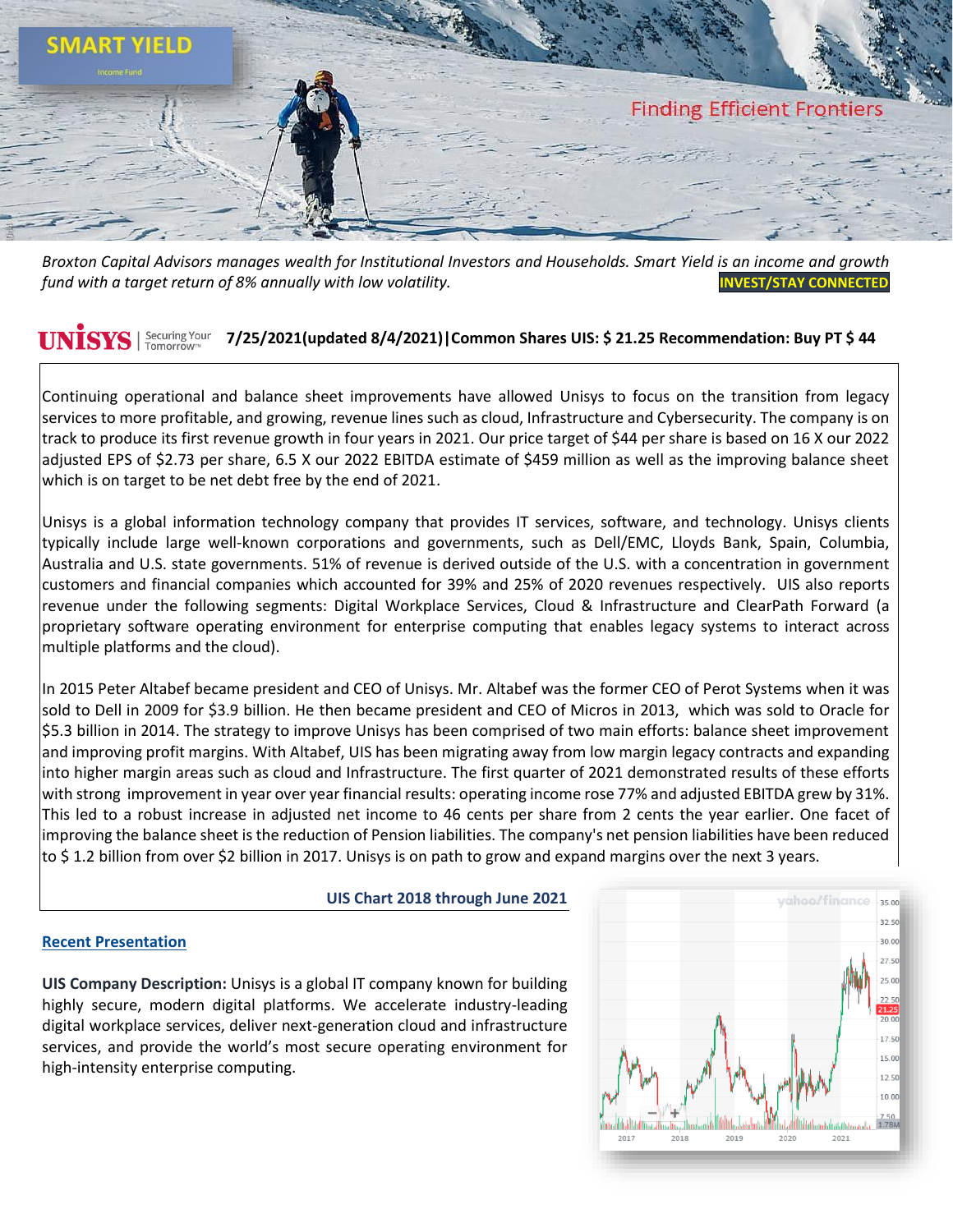# SMART YIELD

Income Fund

Finding Efficient Frontiers

*Broxton Capital Advisors manages wealth for Institutional Investors and Households. Smart Yield is an income and growth fund with a target return of 8% annually with low volatility.* **INVEST/STAY CONNECTED**

## UNISYS | Securing Your Tomorrow™ 7/25/2021(updated 8/4/2021)|Common Shares UIS: $ 21.25 Recommendation: Buy PT $ 44

Continuing operational and balance sheet improvements have allowed Unisys to focus on the transition from legacy services to more profitable, and growing, revenue lines such as cloud, Infrastructure and Cybersecurity. The company is on track to produce its first revenue growth in four years in 2021. Our price target of $44 per share is based on 16 X our 2022 adjusted EPS of $2.73 per share, 6.5 X our 2022 EBITDA estimate of $459 million as well as the improving balance sheet which is on target to be net debt free by the end of 2021.

Unisys is a global information technology company that provides IT services, software, and technology. Unisys clients typically include large well-known corporations and governments, such as Dell/EMC, Lloyds Bank, Spain, Columbia, Australia and U.S. state governments. 51% of revenue is derived outside of the U.S. with a concentration in government customers and financial companies which accounted for 39% and 25% of 2020 revenues respectively. UIS also reports revenue under the following segments: Digital Workplace Services, Cloud & Infrastructure and ClearPath Forward (a proprietary software operating environment for enterprise computing that enables legacy systems to interact across multiple platforms and the cloud).

In 2015 Peter Altabef became president and CEO of Unisys. Mr. Altabef was the former CEO of Perot Systems when it was sold to Dell in 2009 for $3.9 billion. He then became president and CEO of Micros in 2013, which was sold to Oracle for $5.3 billion in 2014. The strategy to improve Unisys has been comprised of two main efforts: balance sheet improvement and improving profit margins. With Altabef, UIS has been migrating away from low margin legacy contracts and expanding into higher margin areas such as cloud and Infrastructure. The first quarter of 2021 demonstrated results of these efforts with strong improvement in year over year financial results: operating income rose 77% and adjusted EBITDA grew by 31%. This led to a robust increase in adjusted net income to 46 cents per share from 2 cents the year earlier. One facet of improving the balance sheet is the reduction of Pension liabilities. The company's net pension liabilities have been reduced to $ 1.2 billion from over $2 billion in 2017. Unisys is on path to grow and expand margins over the next 3 years.

**UIS Chart 2018 through June 2021**

**Recent Presentation**

**UIS Company Description:** Unisys is a global IT company known for building highly secure, modern digital platforms. We accelerate industry-leading digital workplace services, deliver next-generation cloud and infrastructure services, and provide the world's most secure operating environment for high-intensity enterprise computing.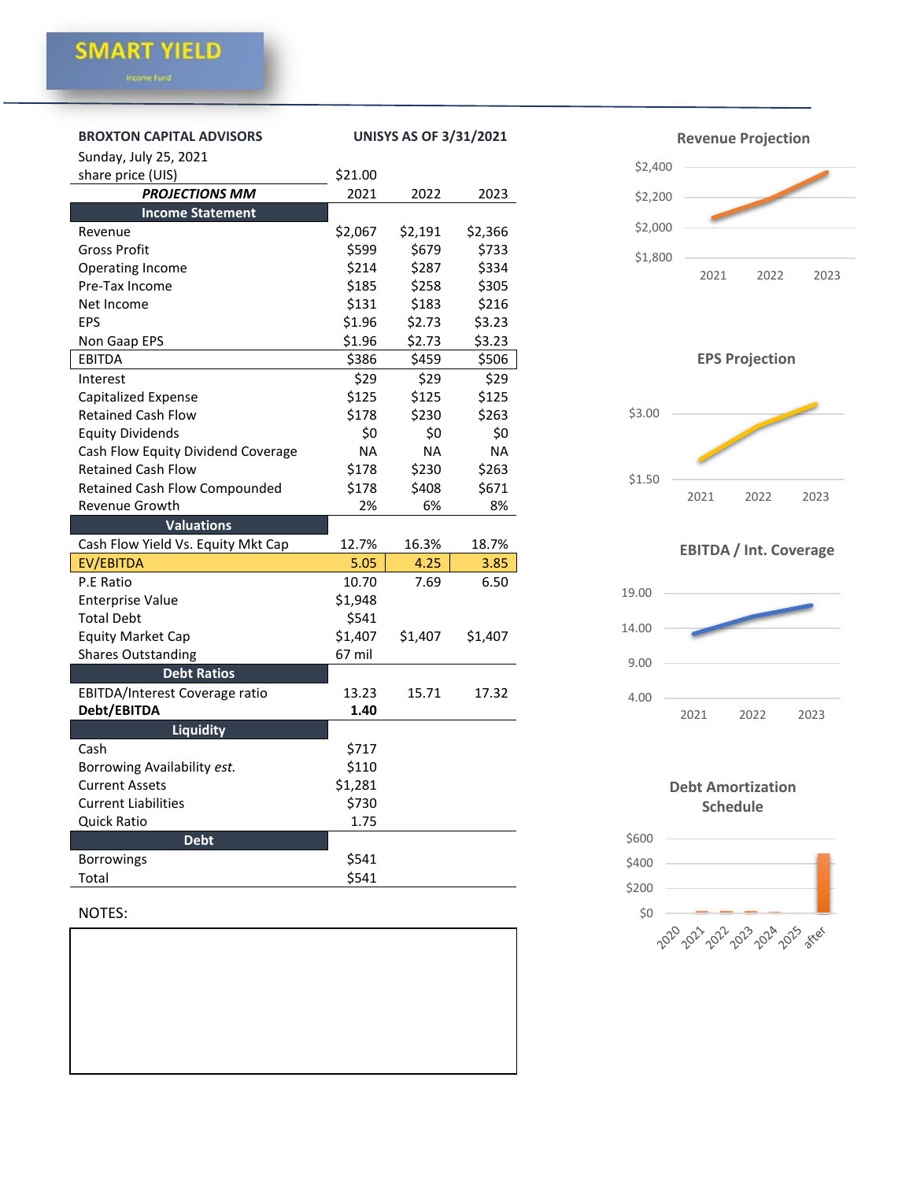**SMART YIELD**
Income Fund

| BROXTON CAPITAL ADVISORS | UNISYS AS OF 3/31/2021 | | |
|---|---|---|---|
| Sunday, July 25, 2021 | | | |
| share price (UIS) | $21.00 | | |
| ***PROJECTIONS MM*** | 2021 | 2022 | 2023 |
| **Income Statement** | | | |
| Revenue | $2,067 | $2,191 | $2,366 |
| Gross Profit | $599 | $679 | $733 |
| Operating Income | $214 | $287 | $334 |
| Pre-Tax Income | $185 | $258 | $305 |
| Net Income | $131 | $183 | $216 |
| EPS | $1.96 | $2.73 | $3.23 |
| Non Gaap EPS | $1.96 | $2.73 | $3.23 |
| EBITDA | $386 | $459 | $506 |
| Interest | $29 | $29 | $29 |
| Capitalized Expense | $125 | $125 | $125 |
| Retained Cash Flow | $178 | $230 | $263 |
| Equity Dividends | $0 | $0 | $0 |
| Cash Flow Equity Dividend Coverage | NA | NA | NA |
| Retained Cash Flow | $178 | $230 | $263 |
| Retained Cash Flow Compounded | $178 | $408 | $671 |
| Revenue Growth | 2% | 6% | 8% |
| **Valuations** | | | |
| Cash Flow Yield Vs. Equity Mkt Cap | 12.7% | 16.3% | 18.7% |
| EV/EBITDA | 5.05 | 4.25 | 3.85 |
| P.E Ratio | 10.70 | 7.69 | 6.50 |
| Enterprise Value | $1,948 | | |
| Total Debt | $541 | | |
| Equity Market Cap | $1,407 | $1,407 | $1,407 |
| Shares Outstanding | 67 mil | | |
| **Debt Ratios** | | | |
| EBITDA/Interest Coverage ratio | 13.23 | 15.71 | 17.32 |
| **Debt/EBITDA** | **1.40** | | |
| **Liquidity** | | | |
| Cash | $717 | | |
| Borrowing Availability *est.* | $110 | | |
| Current Assets | $1,281 | | |
| Current Liabilities | $730 | | |
| Quick Ratio | 1.75 | | |
| **Debt** | | | |
| Borrowings | $541 | | |
| Total | $541 | | |

NOTES:

**Revenue Projection**

**EPS Projection**

**EBITDA / Int. Coverage**

**Debt Amortization Schedule**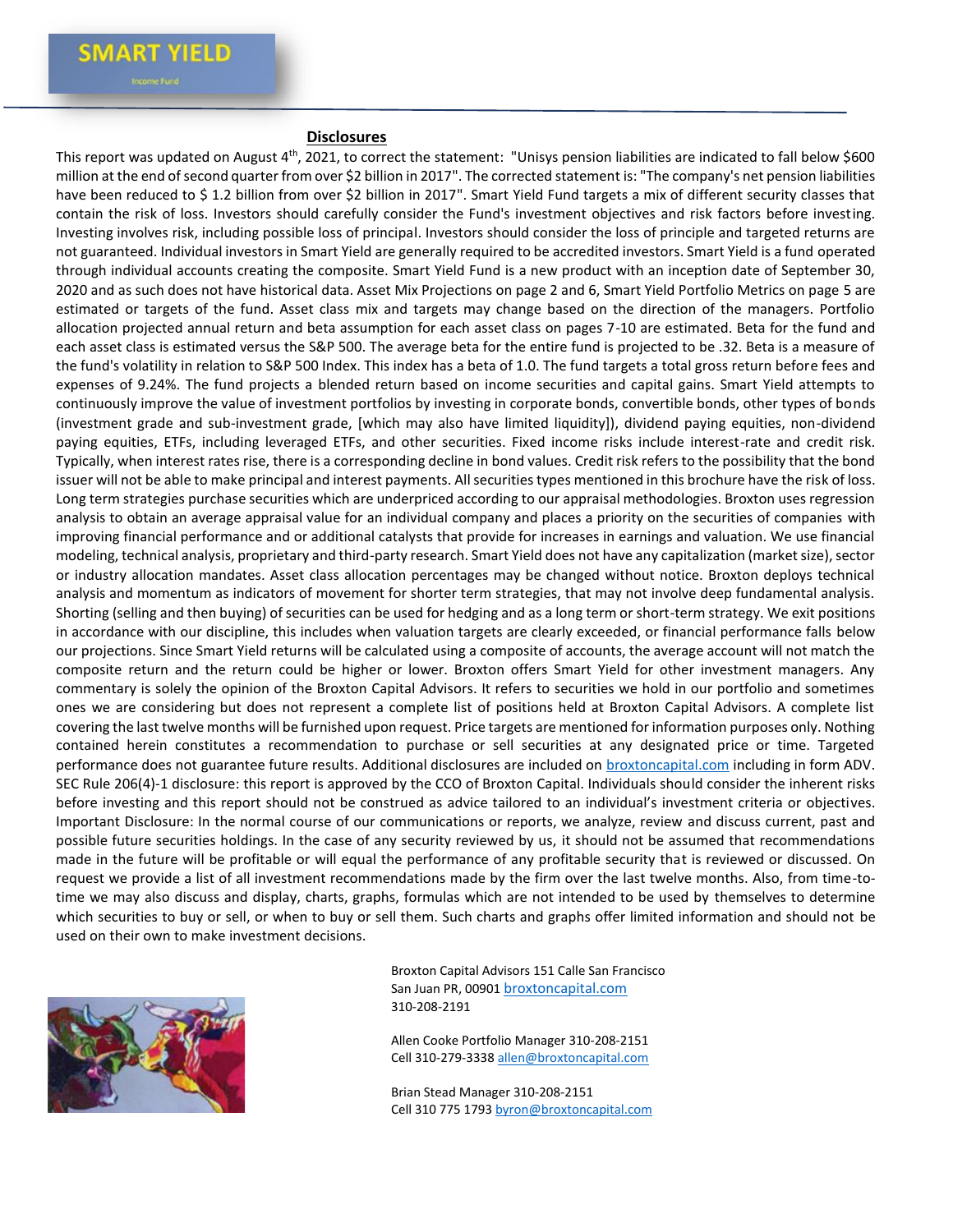SMART YIELD

Income Fund

## Disclosures

This report was updated on August 4th, 2021, to correct the statement: "Unisys pension liabilities are indicated to fall below $600 million at the end of second quarter from over $2 billion in 2017". The corrected statement is: "The company's net pension liabilities have been reduced to $ 1.2 billion from over $2 billion in 2017". Smart Yield Fund targets a mix of different security classes that contain the risk of loss. Investors should carefully consider the Fund's investment objectives and risk factors before investing. Investing involves risk, including possible loss of principal. Investors should consider the loss of principle and targeted returns are not guaranteed. Individual investors in Smart Yield are generally required to be accredited investors. Smart Yield is a fund operated through individual accounts creating the composite. Smart Yield Fund is a new product with an inception date of September 30, 2020 and as such does not have historical data. Asset Mix Projections on page 2 and 6, Smart Yield Portfolio Metrics on page 5 are estimated or targets of the fund. Asset class mix and targets may change based on the direction of the managers. Portfolio allocation projected annual return and beta assumption for each asset class on pages 7-10 are estimated. Beta for the fund and each asset class is estimated versus the S&P 500. The average beta for the entire fund is projected to be .32. Beta is a measure of the fund's volatility in relation to S&P 500 Index. This index has a beta of 1.0. The fund targets a total gross return before fees and expenses of 9.24%. The fund projects a blended return based on income securities and capital gains. Smart Yield attempts to continuously improve the value of investment portfolios by investing in corporate bonds, convertible bonds, other types of bonds (investment grade and sub-investment grade, [which may also have limited liquidity]), dividend paying equities, non-dividend paying equities, ETFs, including leveraged ETFs, and other securities. Fixed income risks include interest-rate and credit risk. Typically, when interest rates rise, there is a corresponding decline in bond values. Credit risk refers to the possibility that the bond issuer will not be able to make principal and interest payments. All securities types mentioned in this brochure have the risk of loss. Long term strategies purchase securities which are underpriced according to our appraisal methodologies. Broxton uses regression analysis to obtain an average appraisal value for an individual company and places a priority on the securities of companies with improving financial performance and or additional catalysts that provide for increases in earnings and valuation. We use financial modeling, technical analysis, proprietary and third-party research. Smart Yield does not have any capitalization (market size), sector or industry allocation mandates. Asset class allocation percentages may be changed without notice. Broxton deploys technical analysis and momentum as indicators of movement for shorter term strategies, that may not involve deep fundamental analysis. Shorting (selling and then buying) of securities can be used for hedging and as a long term or short-term strategy. We exit positions in accordance with our discipline, this includes when valuation targets are clearly exceeded, or financial performance falls below our projections. Since Smart Yield returns will be calculated using a composite of accounts, the average account will not match the composite return and the return could be higher or lower. Broxton offers Smart Yield for other investment managers. Any commentary is solely the opinion of the Broxton Capital Advisors. It refers to securities we hold in our portfolio and sometimes ones we are considering but does not represent a complete list of positions held at Broxton Capital Advisors. A complete list covering the last twelve months will be furnished upon request. Price targets are mentioned for information purposes only. Nothing contained herein constitutes a recommendation to purchase or sell securities at any designated price or time. Targeted performance does not guarantee future results. Additional disclosures are included on broxtoncapital.com including in form ADV. SEC Rule 206(4)-1 disclosure: this report is approved by the CCO of Broxton Capital. Individuals should consider the inherent risks before investing and this report should not be construed as advice tailored to an individual's investment criteria or objectives. Important Disclosure: In the normal course of our communications or reports, we analyze, review and discuss current, past and possible future securities holdings. In the case of any security reviewed by us, it should not be assumed that recommendations made in the future will be profitable or will equal the performance of any profitable security that is reviewed or discussed. On request we provide a list of all investment recommendations made by the firm over the last twelve months. Also, from time-to-time we may also discuss and display, charts, graphs, formulas which are not intended to be used by themselves to determine which securities to buy or sell, or when to buy or sell them. Such charts and graphs offer limited information and should not be used on their own to make investment decisions.

Broxton Capital Advisors 151 Calle San Francisco
San Juan PR, 00901 broxtoncapital.com
310-208-2191

Allen Cooke Portfolio Manager 310-208-2151
Cell 310-279-3338 allen@broxtoncapital.com

Brian Stead Manager 310-208-2151
Cell 310 775 1793 byron@broxtoncapital.com